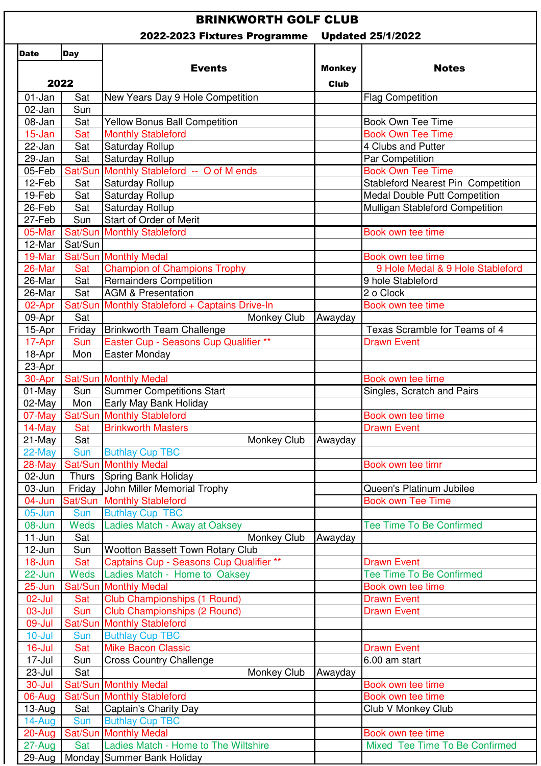# BRINKWORTH GOLF CLUB

## 2022-2023 Fixtures Programme    Updated 25/1/2022

| Date | Day | Events | Monkey Club | Notes |
|---|---|---|---|---|
| 2022 | | | | |
| 01-Jan | Sat | New Years Day 9 Hole Competition | | Flag Competition |
| 02-Jan | Sun | | | |
| 08-Jan | Sat | Yellow Bonus Ball Competition | | Book Own Tee Time |
| 15-Jan | Sat | Monthly Stableford | | Book Own Tee Time |
| 22-Jan | Sat | Saturday Rollup | | 4 Clubs and Putter |
| 29-Jan | Sat | Saturday Rollup | | Par Competition |
| 05-Feb | Sat/Sun | Monthly Stableford -- O of M ends | | Book Own Tee Time |
| 12-Feb | Sat | Saturday Rollup | | Stableford Nearest Pin Competition |
| 19-Feb | Sat | Saturday Rollup | | Medal Double Putt Competition |
| 26-Feb | Sat | Saturday Rollup | | Mulligan Stableford Competition |
| 27-Feb | Sun | Start of Order of Merit | | |
| 05-Mar | Sat/Sun | Monthly Stableford | | Book own tee time |
| 12-Mar | Sat/Sun | | | |
| 19-Mar | Sat/Sun | Monthly Medal | | Book own tee time |
| 26-Mar | Sat | Champion of Champions Trophy | | 9 Hole Medal & 9 Hole Stableford |
| 26-Mar | Sat | Remainders Competition | | 9 hole Stableford |
| 26-Mar | Sat | AGM & Presentation | | 2 o Clock |
| 02-Apr | Sat/Sun | Monthly Stableford + Captains Drive-In | | Book own tee time |
| 09-Apr | Sat | Monkey Club | Awayday | |
| 15-Apr | Friday | Brinkworth Team Challenge | | Texas Scramble for Teams of 4 |
| 17-Apr | Sun | Easter Cup - Seasons Cup Qualifier ** | | Drawn Event |
| 18-Apr | Mon | Easter Monday | | |
| 23-Apr | | | | |
| 30-Apr | Sat/Sun | Monthly Medal | | Book own tee time |
| 01-May | Sun | Summer Competitions Start | | Singles, Scratch and Pairs |
| 02-May | Mon | Early May Bank Holiday | | |
| 07-May | Sat/Sun | Monthly Stableford | | Book own tee time |
| 14-May | Sat | Brinkworth Masters | | Drawn Event |
| 21-May | Sat | Monkey Club | Awayday | |
| 22-May | Sun | Buthlay Cup TBC | | |
| 28-May | Sat/Sun | Monthly Medal | | Book own tee timr |
| 02-Jun | Thurs | Spring Bank Holiday | | |
| 03-Jun | Friday | John Miller Memorial Trophy | | Queen's Platinum Jubilee |
| 04-Jun | Sat/Sun | Monthly Stableford | | Book own Tee Time |
| 05-Jun | Sun | Buthlay Cup TBC | | |
| 08-Jun | Weds | Ladies Match - Away at Oaksey | | Tee Time To Be Confirmed |
| 11-Jun | Sat | Monkey Club | Awayday | |
| 12-Jun | Sun | Wootton Bassett Town Rotary Club | | |
| 18-Jun | Sat | Captains Cup - Seasons Cup Qualifier ** | | Drawn Event |
| 22-Jun | Weds | Ladies Match - Home to Oaksey | | Tee Time To Be Confirmed |
| 25-Jun | Sat/Sun | Monthly Medal | | Book own tee time |
| 02-Jul | Sat | Club Championships (1 Round) | | Drawn Event |
| 03-Jul | Sun | Club Championships (2 Round) | | Drawn Event |
| 09-Jul | Sat/Sun | Monthly Stableford | | |
| 10-Jul | Sun | Buthlay Cup TBC | | |
| 16-Jul | Sat | Mike Bacon Classic | | Drawn Event |
| 17-Jul | Sun | Cross Country Challenge | | 6.00 am start |
| 23-Jul | Sat | Monkey Club | Awayday | |
| 30-Jul | Sat/Sun | Monthly Medal | | Book own tee time |
| 06-Aug | Sat/Sun | Monthly Stableford | | Book own tee time |
| 13-Aug | Sat | Captain's Charity Day | | Club V Monkey Club |
| 14-Aug | Sun | Buthlay Cup TBC | | |
| 20-Aug | Sat/Sun | Monthly Medal | | Book own tee time |
| 27-Aug | Sat | Ladies Match - Home to The Wiltshire | | Mixed Tee Time To Be Confirmed |
| 29-Aug | Monday | Summer Bank Holiday | | |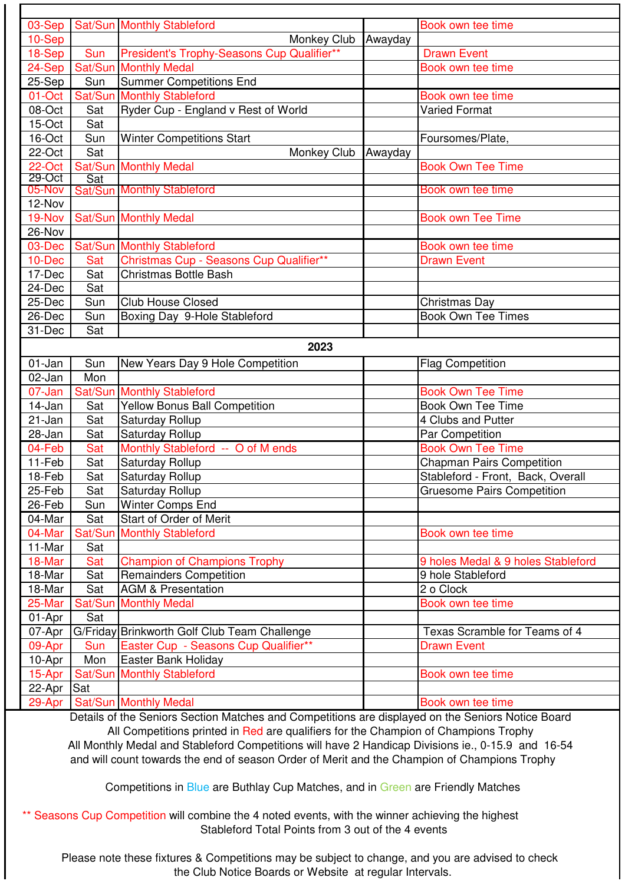| | | | | |
|---|---|---|---|---|
| 03-Sep | Sat/Sun | Monthly Stableford | | Book own tee time |
| 10-Sep | | Monkey Club | Awayday | |
| 18-Sep | Sun | President's Trophy-Seasons Cup Qualifier** | | Drawn Event |
| 24-Sep | Sat/Sun | Monthly Medal | | Book own tee time |
| 25-Sep | Sun | Summer Competitions End | | |
| 01-Oct | Sat/Sun | Monthly Stableford | | Book own tee time |
| 08-Oct | Sat | Ryder Cup - England v Rest of World | | Varied Format |
| 15-Oct | Sat | | | |
| 16-Oct | Sun | Winter Competitions Start | | Foursomes/Plate, |
| 22-Oct | Sat | Monkey Club | Awayday | |
| 22-Oct | Sat/Sun | Monthly Medal | | Book Own Tee Time |
| 29-Oct | Sat | | | |
| 05-Nov | Sat/Sun | Monthly Stableford | | Book own tee time |
| 12-Nov | | | | |
| 19-Nov | Sat/Sun | Monthly Medal | | Book own Tee Time |
| 26-Nov | | | | |
| 03-Dec | Sat/Sun | Monthly Stableford | | Book own tee time |
| 10-Dec | Sat | Christmas Cup - Seasons Cup Qualifier** | | Drawn Event |
| 17-Dec | Sat | Christmas Bottle Bash | | |
| 24-Dec | Sat | | | |
| 25-Dec | Sun | Club House Closed | | Christmas Day |
| 26-Dec | Sun | Boxing Day 9-Hole Stableford | | Book Own Tee Times |
| 31-Dec | Sat | | | |
| **2023** | | | | |
| 01-Jan | Sun | New Years Day 9 Hole Competition | | Flag Competition |
| 02-Jan | Mon | | | |
| 07-Jan | Sat/Sun | Monthly Stableford | | Book Own Tee Time |
| 14-Jan | Sat | Yellow Bonus Ball Competition | | Book Own Tee Time |
| 21-Jan | Sat | Saturday Rollup | | 4 Clubs and Putter |
| 28-Jan | Sat | Saturday Rollup | | Par Competition |
| 04-Feb | Sat | Monthly Stableford -- O of M ends | | Book Own Tee Time |
| 11-Feb | Sat | Saturday Rollup | | Chapman Pairs Competition |
| 18-Feb | Sat | Saturday Rollup | | Stableford - Front, Back, Overall |
| 25-Feb | Sat | Saturday Rollup | | Gruesome Pairs Competition |
| 26-Feb | Sun | Winter Comps End | | |
| 04-Mar | Sat | Start of Order of Merit | | |
| 04-Mar | Sat/Sun | Monthly Stableford | | Book own tee time |
| 11-Mar | Sat | | | |
| 18-Mar | Sat | Champion of Champions Trophy | | 9 holes Medal & 9 holes Stableford |
| 18-Mar | Sat | Remainders Competition | | 9 hole Stableford |
| 18-Mar | Sat | AGM & Presentation | | 2 o Clock |
| 25-Mar | Sat/Sun | Monthly Medal | | Book own tee time |
| 01-Apr | Sat | | | |
| 07-Apr | G/Friday | Brinkworth Golf Club Team Challenge | | Texas Scramble for Teams of 4 |
| 09-Apr | Sun | Easter Cup - Seasons Cup Qualifier** | | Drawn Event |
| 10-Apr | Mon | Easter Bank Holiday | | |
| 15-Apr | Sat/Sun | Monthly Stableford | | Book own tee time |
| 22-Apr | Sat | | | |
| 29-Apr | Sat/Sun | Monthly Medal | | Book own tee time |

Details of the Seniors Section Matches and Competitions are displayed on the Seniors Notice Board
All Competitions printed in Red are qualifiers for the Champion of Champions Trophy
All Monthly Medal and Stableford Competitions will have 2 Handicap Divisions ie., 0-15.9 and 16-54
and will count towards the end of season Order of Merit and the Champion of Champions Trophy

Competitions in Blue are Buthlay Cup Matches, and in Green are Friendly Matches

** Seasons Cup Competition will combine the 4 noted events, with the winner achieving the highest
Stableford Total Points from 3 out of the 4 events

Please note these fixtures & Competitions may be subject to change, and you are advised to check
the Club Notice Boards or Website at regular Intervals.